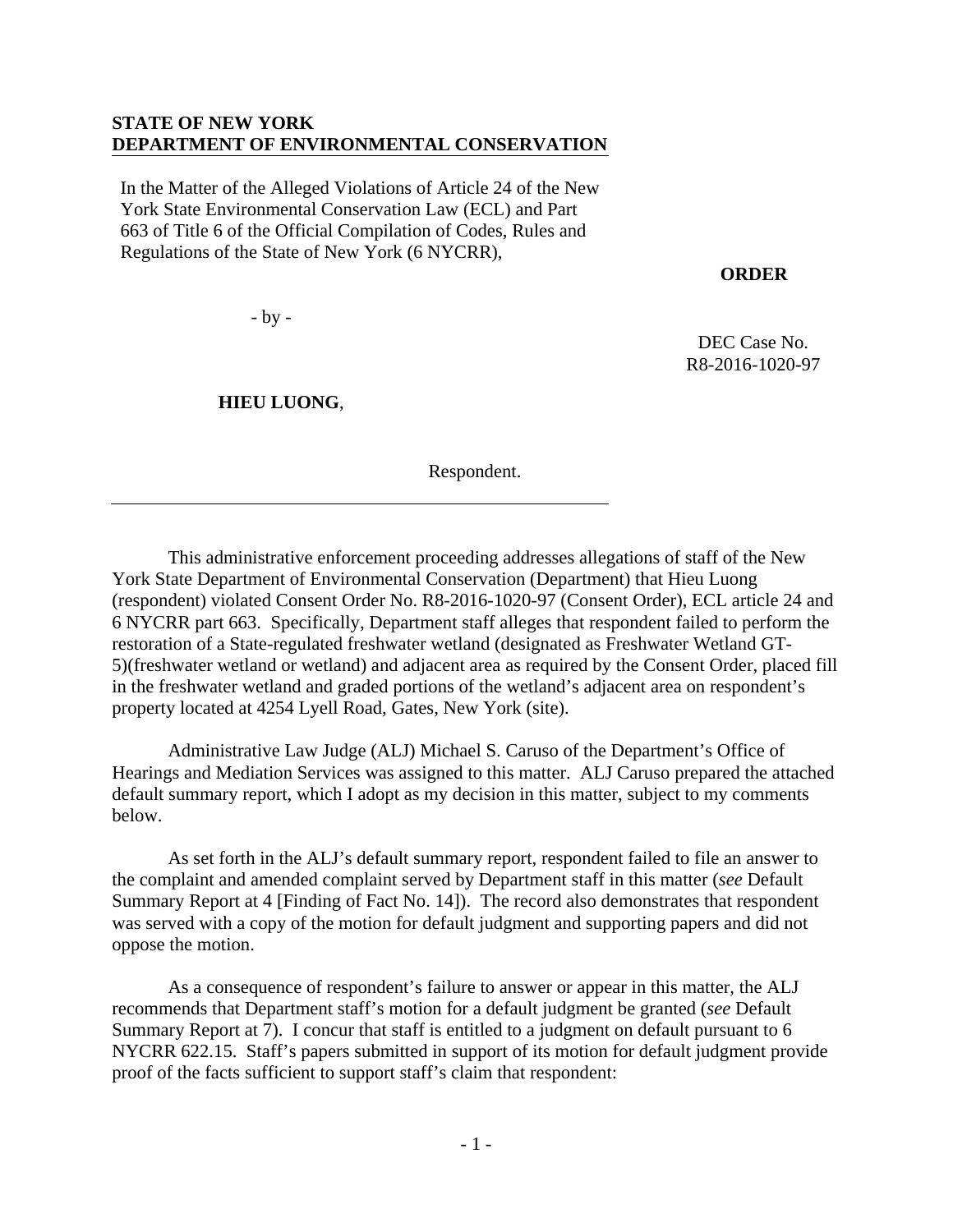**STATE OF NEW YORK**
**DEPARTMENT OF ENVIRONMENTAL CONSERVATION**

In the Matter of the Alleged Violations of Article 24 of the New York State Environmental Conservation Law (ECL) and Part 663 of Title 6 of the Official Compilation of Codes, Rules and Regulations of the State of New York (6 NYCRR),

- by -

**HIEU LUONG**,

Respondent.

**ORDER**

DEC Case No. R8-2016-1020-97

This administrative enforcement proceeding addresses allegations of staff of the New York State Department of Environmental Conservation (Department) that Hieu Luong (respondent) violated Consent Order No. R8-2016-1020-97 (Consent Order), ECL article 24 and 6 NYCRR part 663. Specifically, Department staff alleges that respondent failed to perform the restoration of a State-regulated freshwater wetland (designated as Freshwater Wetland GT-5)(freshwater wetland or wetland) and adjacent area as required by the Consent Order, placed fill in the freshwater wetland and graded portions of the wetland's adjacent area on respondent's property located at 4254 Lyell Road, Gates, New York (site).

Administrative Law Judge (ALJ) Michael S. Caruso of the Department's Office of Hearings and Mediation Services was assigned to this matter. ALJ Caruso prepared the attached default summary report, which I adopt as my decision in this matter, subject to my comments below.

As set forth in the ALJ's default summary report, respondent failed to file an answer to the complaint and amended complaint served by Department staff in this matter (*see* Default Summary Report at 4 [Finding of Fact No. 14]). The record also demonstrates that respondent was served with a copy of the motion for default judgment and supporting papers and did not oppose the motion.

As a consequence of respondent's failure to answer or appear in this matter, the ALJ recommends that Department staff's motion for a default judgment be granted (*see* Default Summary Report at 7). I concur that staff is entitled to a judgment on default pursuant to 6 NYCRR 622.15. Staff's papers submitted in support of its motion for default judgment provide proof of the facts sufficient to support staff's claim that respondent: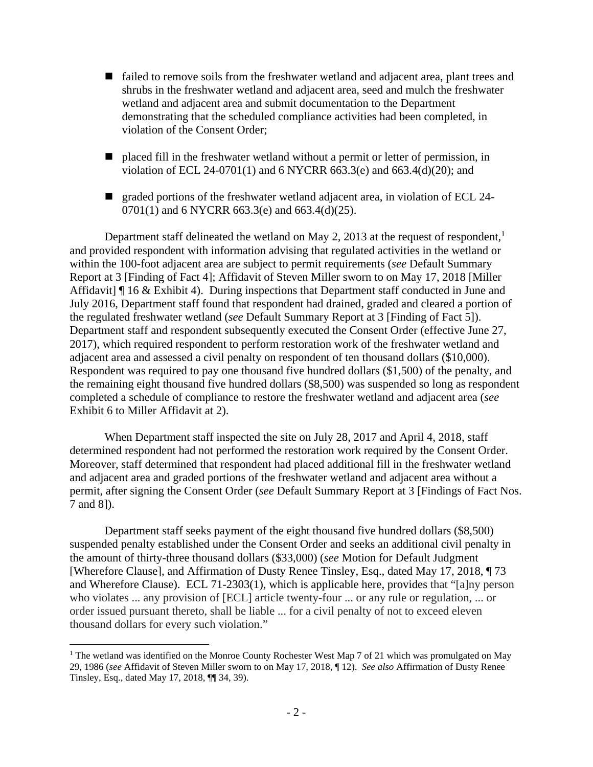- failed to remove soils from the freshwater wetland and adjacent area, plant trees and shrubs in the freshwater wetland and adjacent area, seed and mulch the freshwater wetland and adjacent area and submit documentation to the Department demonstrating that the scheduled compliance activities had been completed, in violation of the Consent Order;

- placed fill in the freshwater wetland without a permit or letter of permission, in violation of ECL 24-0701(1) and 6 NYCRR 663.3(e) and 663.4(d)(20); and

- graded portions of the freshwater wetland adjacent area, in violation of ECL 24-0701(1) and 6 NYCRR 663.3(e) and 663.4(d)(25).

Department staff delineated the wetland on May 2, 2013 at the request of respondent,[1] and provided respondent with information advising that regulated activities in the wetland or within the 100-foot adjacent area are subject to permit requirements (*see* Default Summary Report at 3 [Finding of Fact 4]; Affidavit of Steven Miller sworn to on May 17, 2018 [Miller Affidavit] ¶ 16 & Exhibit 4). During inspections that Department staff conducted in June and July 2016, Department staff found that respondent had drained, graded and cleared a portion of the regulated freshwater wetland (*see* Default Summary Report at 3 [Finding of Fact 5]). Department staff and respondent subsequently executed the Consent Order (effective June 27, 2017), which required respondent to perform restoration work of the freshwater wetland and adjacent area and assessed a civil penalty on respondent of ten thousand dollars ($10,000). Respondent was required to pay one thousand five hundred dollars ($1,500) of the penalty, and the remaining eight thousand five hundred dollars ($8,500) was suspended so long as respondent completed a schedule of compliance to restore the freshwater wetland and adjacent area (*see* Exhibit 6 to Miller Affidavit at 2).

When Department staff inspected the site on July 28, 2017 and April 4, 2018, staff determined respondent had not performed the restoration work required by the Consent Order. Moreover, staff determined that respondent had placed additional fill in the freshwater wetland and adjacent area and graded portions of the freshwater wetland and adjacent area without a permit, after signing the Consent Order (*see* Default Summary Report at 3 [Findings of Fact Nos. 7 and 8]).

Department staff seeks payment of the eight thousand five hundred dollars ($8,500) suspended penalty established under the Consent Order and seeks an additional civil penalty in the amount of thirty-three thousand dollars ($33,000) (*see* Motion for Default Judgment [Wherefore Clause], and Affirmation of Dusty Renee Tinsley, Esq., dated May 17, 2018, ¶ 73 and Wherefore Clause). ECL 71-2303(1), which is applicable here, provides that "[a]ny person who violates ... any provision of [ECL] article twenty-four ... or any rule or regulation, ... or order issued pursuant thereto, shall be liable ... for a civil penalty of not to exceed eleven thousand dollars for every such violation."

---

[1] The wetland was identified on the Monroe County Rochester West Map 7 of 21 which was promulgated on May 29, 1986 (*see* Affidavit of Steven Miller sworn to on May 17, 2018, ¶ 12). *See also* Affirmation of Dusty Renee Tinsley, Esq., dated May 17, 2018, ¶¶ 34, 39).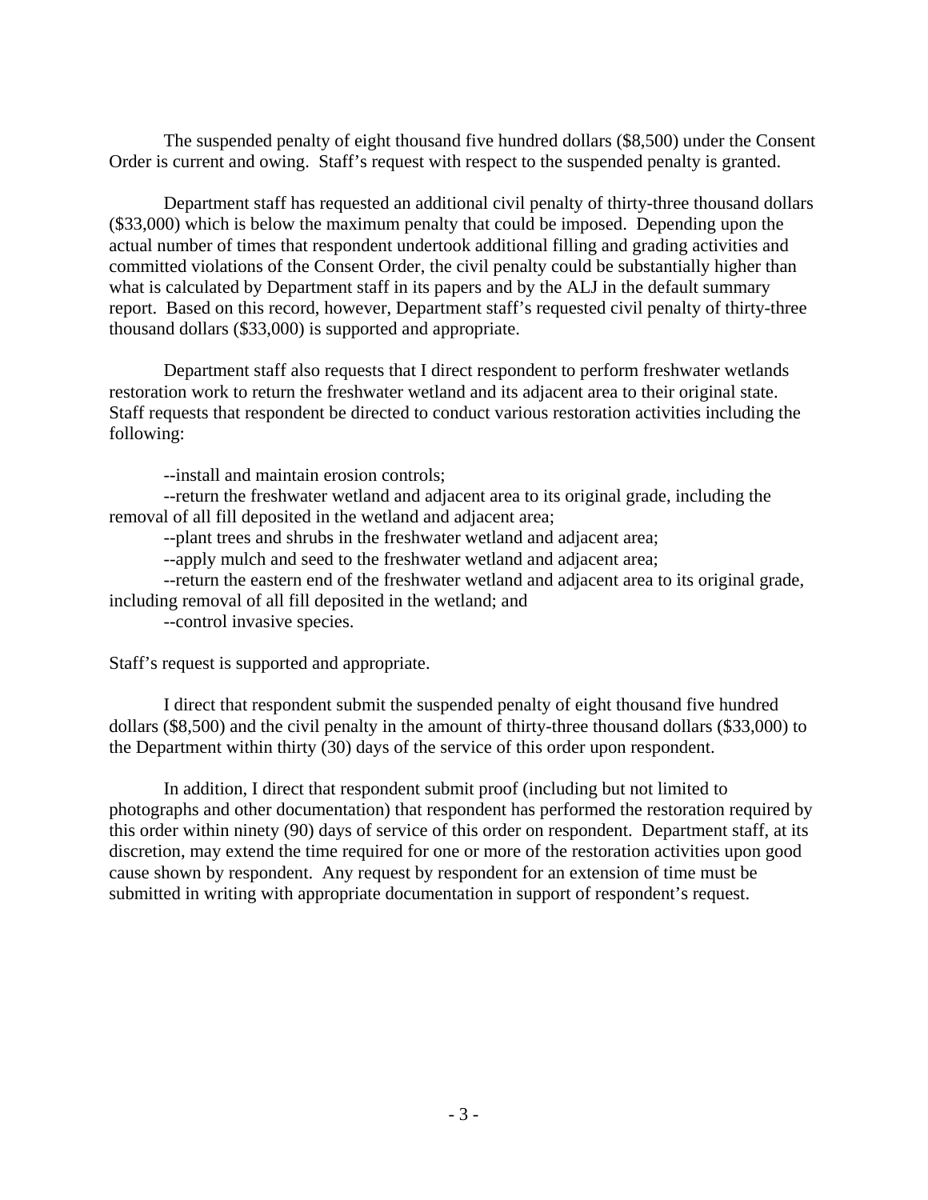The suspended penalty of eight thousand five hundred dollars ($8,500) under the Consent Order is current and owing. Staff's request with respect to the suspended penalty is granted.

Department staff has requested an additional civil penalty of thirty-three thousand dollars ($33,000) which is below the maximum penalty that could be imposed. Depending upon the actual number of times that respondent undertook additional filling and grading activities and committed violations of the Consent Order, the civil penalty could be substantially higher than what is calculated by Department staff in its papers and by the ALJ in the default summary report. Based on this record, however, Department staff's requested civil penalty of thirty-three thousand dollars ($33,000) is supported and appropriate.

Department staff also requests that I direct respondent to perform freshwater wetlands restoration work to return the freshwater wetland and its adjacent area to their original state. Staff requests that respondent be directed to conduct various restoration activities including the following:

--install and maintain erosion controls;

--return the freshwater wetland and adjacent area to its original grade, including the removal of all fill deposited in the wetland and adjacent area;

--plant trees and shrubs in the freshwater wetland and adjacent area;

--apply mulch and seed to the freshwater wetland and adjacent area;

--return the eastern end of the freshwater wetland and adjacent area to its original grade, including removal of all fill deposited in the wetland; and

--control invasive species.

Staff's request is supported and appropriate.

I direct that respondent submit the suspended penalty of eight thousand five hundred dollars ($8,500) and the civil penalty in the amount of thirty-three thousand dollars ($33,000) to the Department within thirty (30) days of the service of this order upon respondent.

In addition, I direct that respondent submit proof (including but not limited to photographs and other documentation) that respondent has performed the restoration required by this order within ninety (90) days of service of this order on respondent. Department staff, at its discretion, may extend the time required for one or more of the restoration activities upon good cause shown by respondent. Any request by respondent for an extension of time must be submitted in writing with appropriate documentation in support of respondent's request.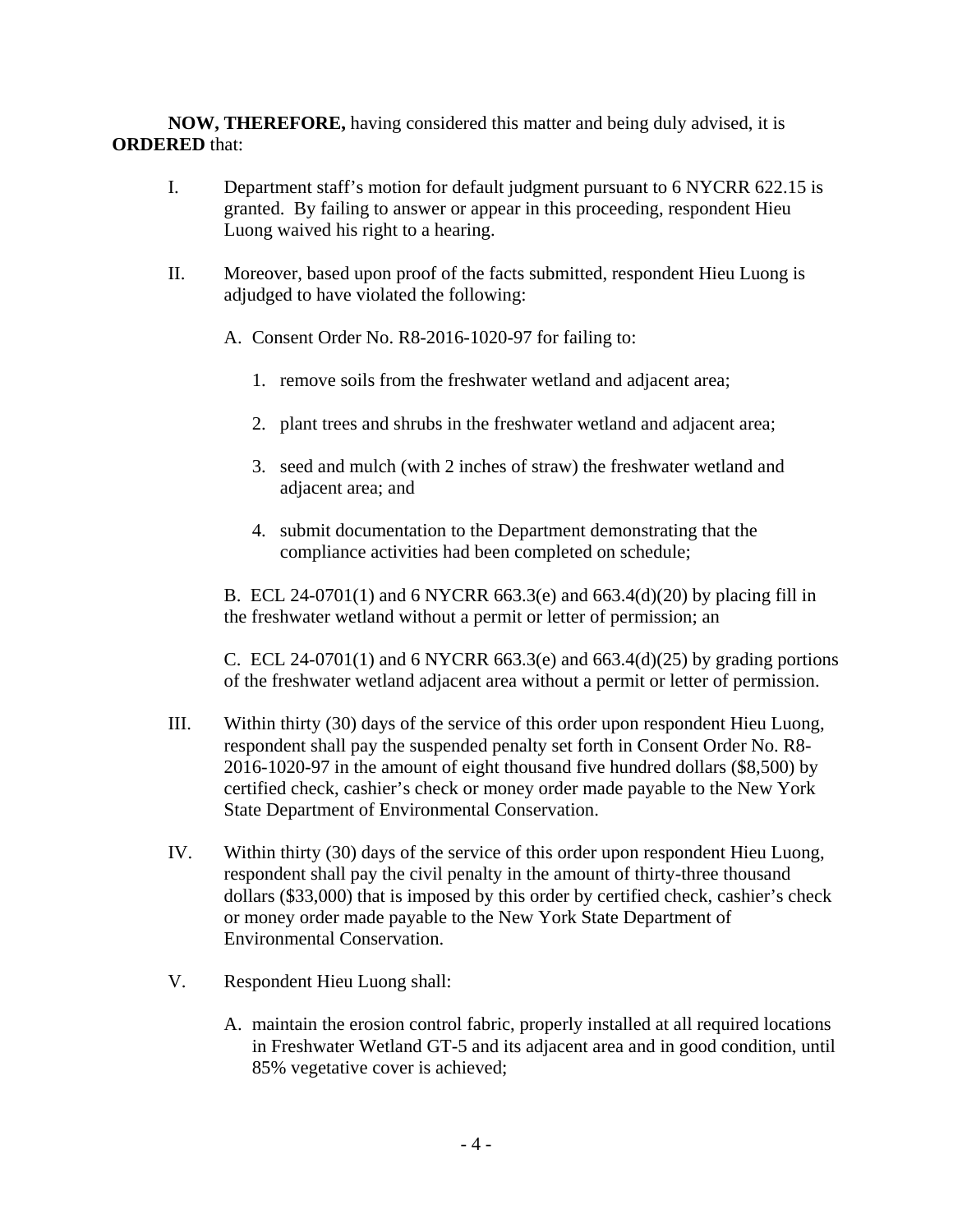**NOW, THEREFORE,** having considered this matter and being duly advised, it is **ORDERED** that:

I. Department staff's motion for default judgment pursuant to 6 NYCRR 622.15 is granted. By failing to answer or appear in this proceeding, respondent Hieu Luong waived his right to a hearing.

II. Moreover, based upon proof of the facts submitted, respondent Hieu Luong is adjudged to have violated the following:

   A. Consent Order No. R8-2016-1020-97 for failing to:

      1. remove soils from the freshwater wetland and adjacent area;

      2. plant trees and shrubs in the freshwater wetland and adjacent area;

      3. seed and mulch (with 2 inches of straw) the freshwater wetland and adjacent area; and

      4. submit documentation to the Department demonstrating that the compliance activities had been completed on schedule;

   B. ECL 24-0701(1) and 6 NYCRR 663.3(e) and 663.4(d)(20) by placing fill in the freshwater wetland without a permit or letter of permission; an

   C. ECL 24-0701(1) and 6 NYCRR 663.3(e) and 663.4(d)(25) by grading portions of the freshwater wetland adjacent area without a permit or letter of permission.

III. Within thirty (30) days of the service of this order upon respondent Hieu Luong, respondent shall pay the suspended penalty set forth in Consent Order No. R8-2016-1020-97 in the amount of eight thousand five hundred dollars ($8,500) by certified check, cashier's check or money order made payable to the New York State Department of Environmental Conservation.

IV. Within thirty (30) days of the service of this order upon respondent Hieu Luong, respondent shall pay the civil penalty in the amount of thirty-three thousand dollars ($33,000) that is imposed by this order by certified check, cashier's check or money order made payable to the New York State Department of Environmental Conservation.

V. Respondent Hieu Luong shall:

   A. maintain the erosion control fabric, properly installed at all required locations in Freshwater Wetland GT-5 and its adjacent area and in good condition, until 85% vegetative cover is achieved;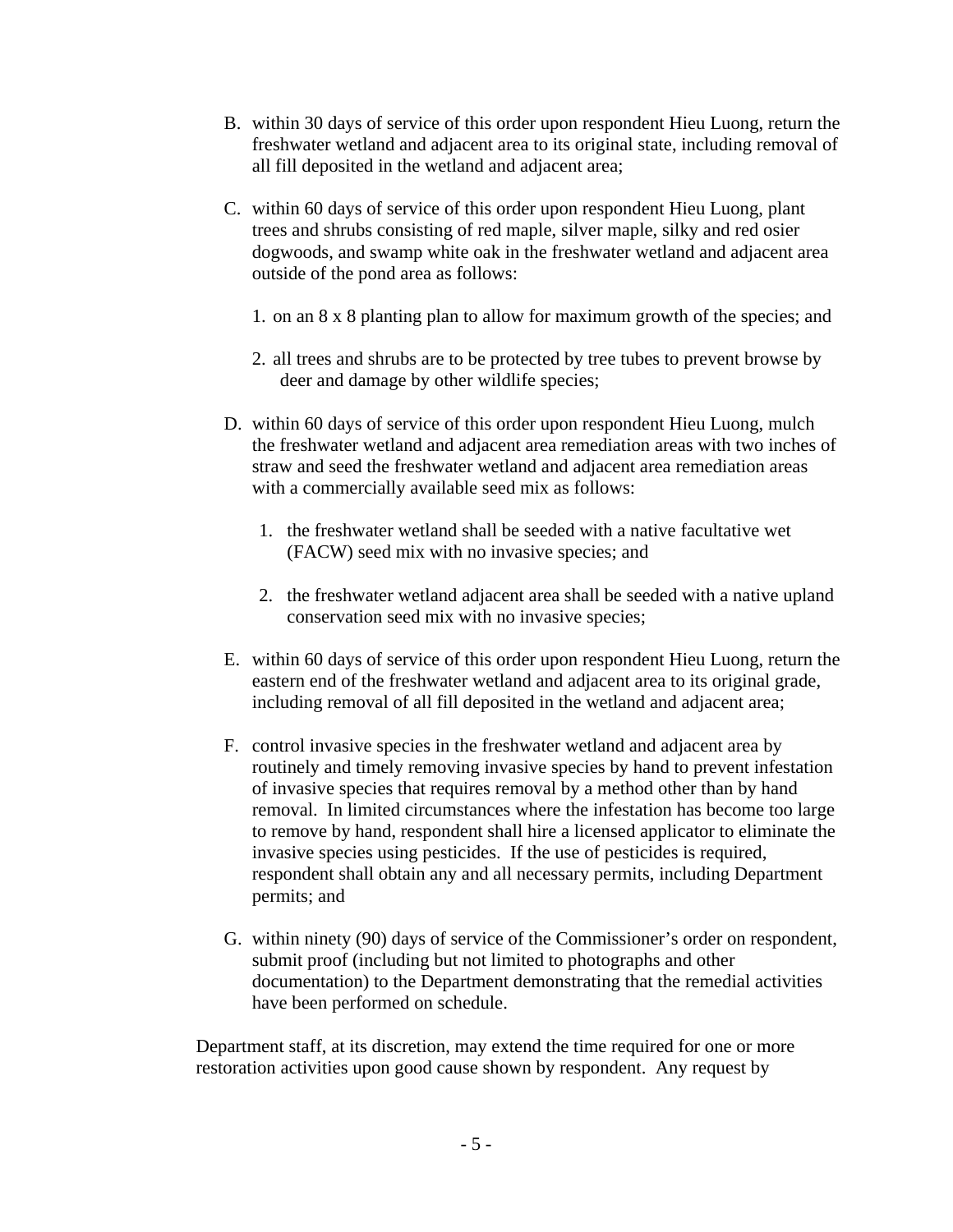B. within 30 days of service of this order upon respondent Hieu Luong, return the freshwater wetland and adjacent area to its original state, including removal of all fill deposited in the wetland and adjacent area;

C. within 60 days of service of this order upon respondent Hieu Luong, plant trees and shrubs consisting of red maple, silver maple, silky and red osier dogwoods, and swamp white oak in the freshwater wetland and adjacent area outside of the pond area as follows:

   1. on an 8 x 8 planting plan to allow for maximum growth of the species; and

   2. all trees and shrubs are to be protected by tree tubes to prevent browse by deer and damage by other wildlife species;

D. within 60 days of service of this order upon respondent Hieu Luong, mulch the freshwater wetland and adjacent area remediation areas with two inches of straw and seed the freshwater wetland and adjacent area remediation areas with a commercially available seed mix as follows:

   1. the freshwater wetland shall be seeded with a native facultative wet (FACW) seed mix with no invasive species; and

   2. the freshwater wetland adjacent area shall be seeded with a native upland conservation seed mix with no invasive species;

E. within 60 days of service of this order upon respondent Hieu Luong, return the eastern end of the freshwater wetland and adjacent area to its original grade, including removal of all fill deposited in the wetland and adjacent area;

F. control invasive species in the freshwater wetland and adjacent area by routinely and timely removing invasive species by hand to prevent infestation of invasive species that requires removal by a method other than by hand removal. In limited circumstances where the infestation has become too large to remove by hand, respondent shall hire a licensed applicator to eliminate the invasive species using pesticides. If the use of pesticides is required, respondent shall obtain any and all necessary permits, including Department permits; and

G. within ninety (90) days of service of the Commissioner's order on respondent, submit proof (including but not limited to photographs and other documentation) to the Department demonstrating that the remedial activities have been performed on schedule.

Department staff, at its discretion, may extend the time required for one or more restoration activities upon good cause shown by respondent. Any request by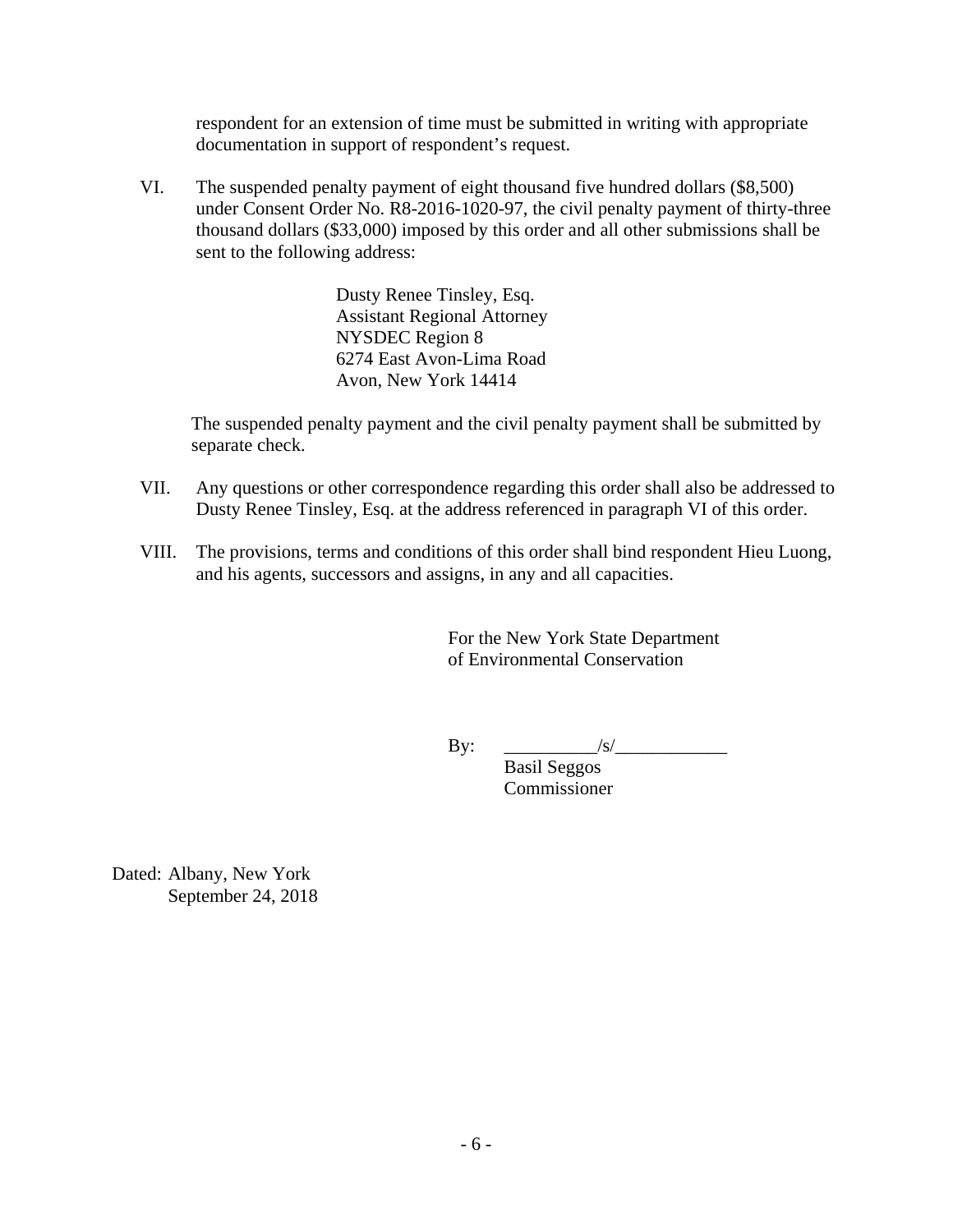respondent for an extension of time must be submitted in writing with appropriate documentation in support of respondent's request.

VI. The suspended penalty payment of eight thousand five hundred dollars ($8,500) under Consent Order No. R8-2016-1020-97, the civil penalty payment of thirty-three thousand dollars ($33,000) imposed by this order and all other submissions shall be sent to the following address:

> Dusty Renee Tinsley, Esq.
> Assistant Regional Attorney
> NYSDEC Region 8
> 6274 East Avon-Lima Road
> Avon, New York 14414

The suspended penalty payment and the civil penalty payment shall be submitted by separate check.

VII. Any questions or other correspondence regarding this order shall also be addressed to Dusty Renee Tinsley, Esq. at the address referenced in paragraph VI of this order.

VIII. The provisions, terms and conditions of this order shall bind respondent Hieu Luong, and his agents, successors and assigns, in any and all capacities.

For the New York State Department of Environmental Conservation

By: __________/s/____________
Basil Seggos
Commissioner

Dated: Albany, New York
September 24, 2018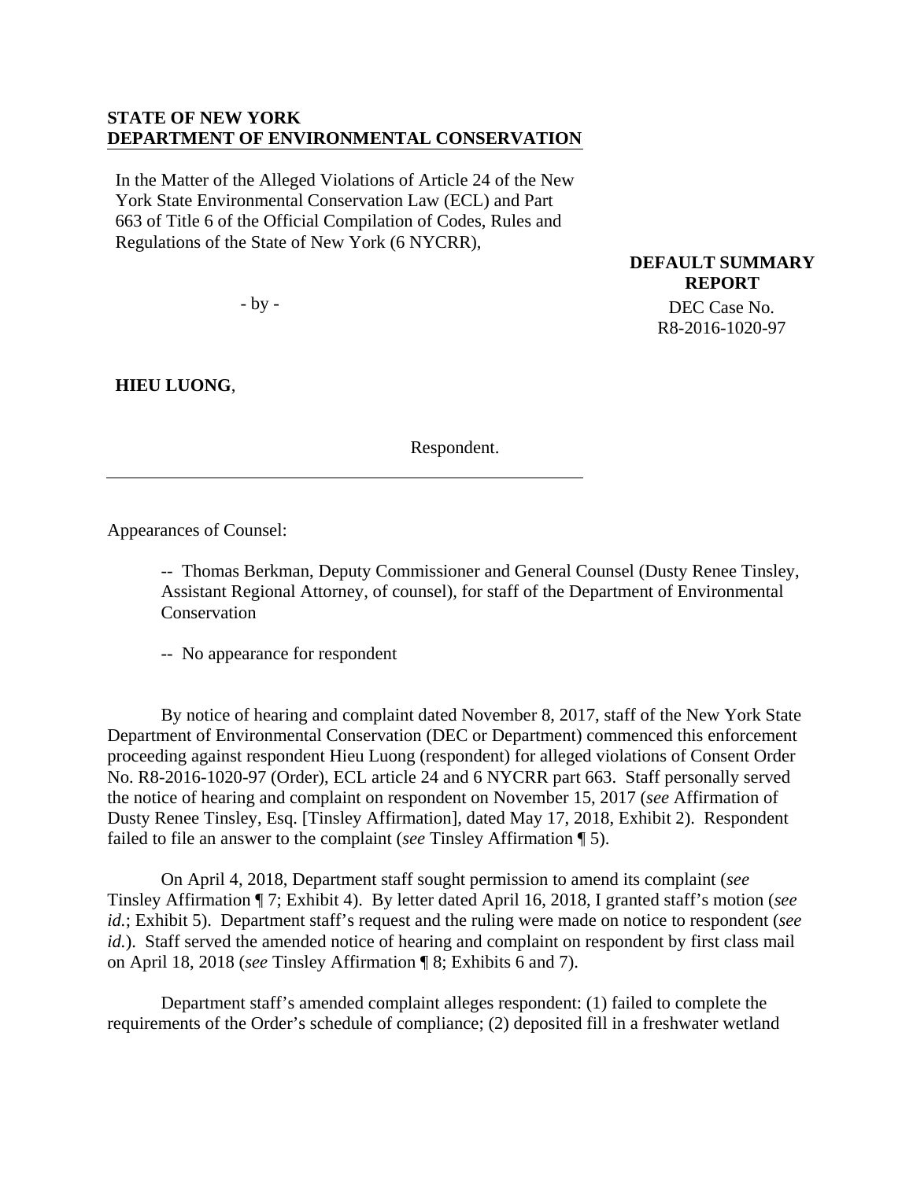**STATE OF NEW YORK**
**DEPARTMENT OF ENVIRONMENTAL CONSERVATION**

In the Matter of the Alleged Violations of Article 24 of the New York State Environmental Conservation Law (ECL) and Part 663 of Title 6 of the Official Compilation of Codes, Rules and Regulations of the State of New York (6 NYCRR),

- by -

**HIEU LUONG**,

Respondent.

**DEFAULT SUMMARY REPORT**

DEC Case No. R8-2016-1020-97

Appearances of Counsel:

-- Thomas Berkman, Deputy Commissioner and General Counsel (Dusty Renee Tinsley, Assistant Regional Attorney, of counsel), for staff of the Department of Environmental Conservation

-- No appearance for respondent

By notice of hearing and complaint dated November 8, 2017, staff of the New York State Department of Environmental Conservation (DEC or Department) commenced this enforcement proceeding against respondent Hieu Luong (respondent) for alleged violations of Consent Order No. R8-2016-1020-97 (Order), ECL article 24 and 6 NYCRR part 663. Staff personally served the notice of hearing and complaint on respondent on November 15, 2017 (*see* Affirmation of Dusty Renee Tinsley, Esq. [Tinsley Affirmation], dated May 17, 2018, Exhibit 2). Respondent failed to file an answer to the complaint (*see* Tinsley Affirmation ¶ 5).

On April 4, 2018, Department staff sought permission to amend its complaint (*see* Tinsley Affirmation ¶ 7; Exhibit 4). By letter dated April 16, 2018, I granted staff's motion (*see id.*; Exhibit 5). Department staff's request and the ruling were made on notice to respondent (*see id.*). Staff served the amended notice of hearing and complaint on respondent by first class mail on April 18, 2018 (*see* Tinsley Affirmation ¶ 8; Exhibits 6 and 7).

Department staff's amended complaint alleges respondent: (1) failed to complete the requirements of the Order's schedule of compliance; (2) deposited fill in a freshwater wetland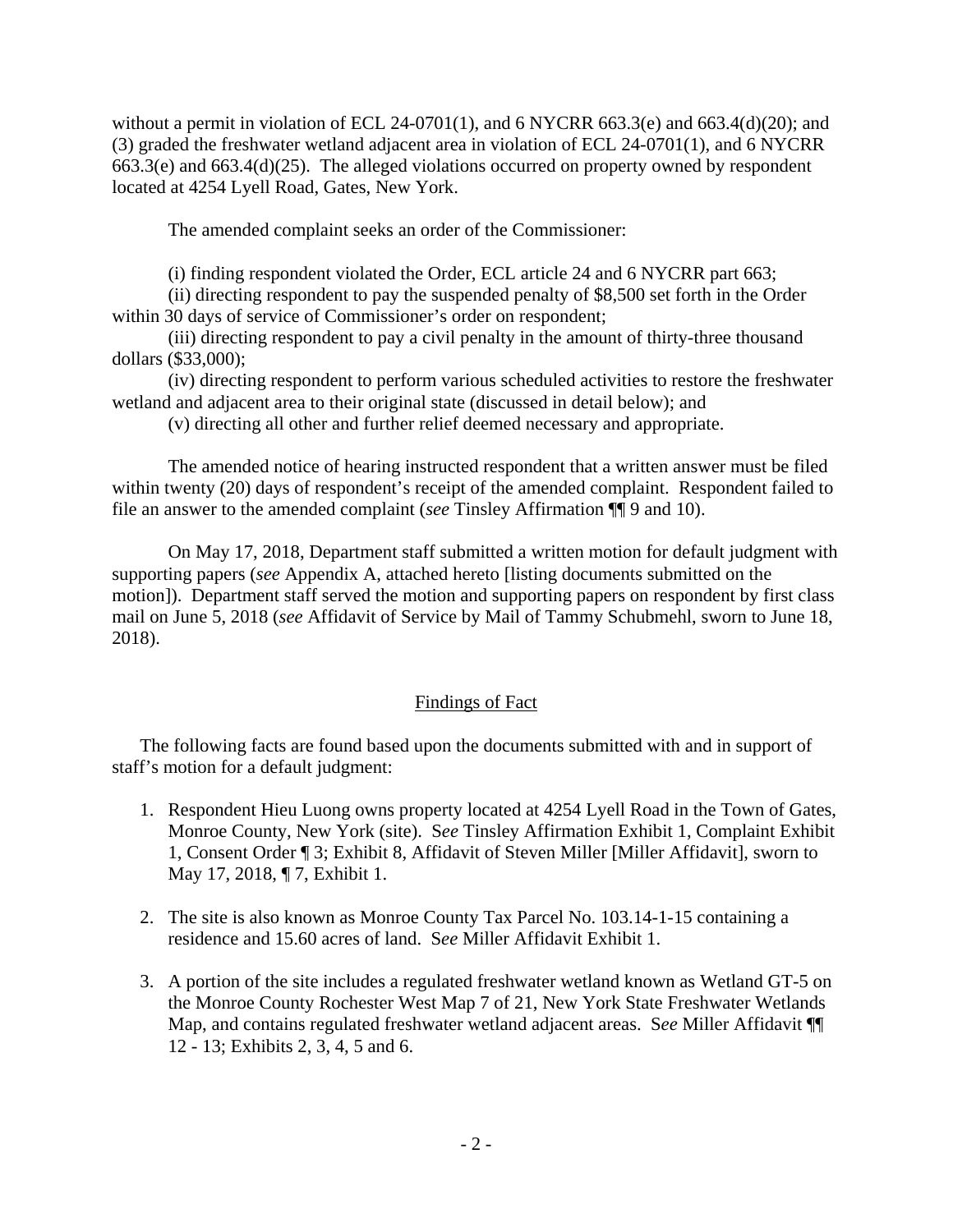without a permit in violation of ECL 24-0701(1), and 6 NYCRR 663.3(e) and 663.4(d)(20); and (3) graded the freshwater wetland adjacent area in violation of ECL 24-0701(1), and 6 NYCRR 663.3(e) and 663.4(d)(25). The alleged violations occurred on property owned by respondent located at 4254 Lyell Road, Gates, New York.

The amended complaint seeks an order of the Commissioner:

(i) finding respondent violated the Order, ECL article 24 and 6 NYCRR part 663;
(ii) directing respondent to pay the suspended penalty of $8,500 set forth in the Order within 30 days of service of Commissioner's order on respondent;
(iii) directing respondent to pay a civil penalty in the amount of thirty-three thousand dollars ($33,000);
(iv) directing respondent to perform various scheduled activities to restore the freshwater wetland and adjacent area to their original state (discussed in detail below); and
(v) directing all other and further relief deemed necessary and appropriate.

The amended notice of hearing instructed respondent that a written answer must be filed within twenty (20) days of respondent's receipt of the amended complaint. Respondent failed to file an answer to the amended complaint (*see* Tinsley Affirmation ¶¶ 9 and 10).

On May 17, 2018, Department staff submitted a written motion for default judgment with supporting papers (*see* Appendix A, attached hereto [listing documents submitted on the motion]). Department staff served the motion and supporting papers on respondent by first class mail on June 5, 2018 (*see* Affidavit of Service by Mail of Tammy Schubmehl, sworn to June 18, 2018).

## Findings of Fact

The following facts are found based upon the documents submitted with and in support of staff's motion for a default judgment:

1. Respondent Hieu Luong owns property located at 4254 Lyell Road in the Town of Gates, Monroe County, New York (site). S*ee* Tinsley Affirmation Exhibit 1, Complaint Exhibit 1, Consent Order ¶ 3; Exhibit 8, Affidavit of Steven Miller [Miller Affidavit], sworn to May 17, 2018, ¶ 7, Exhibit 1.

2. The site is also known as Monroe County Tax Parcel No. 103.14-1-15 containing a residence and 15.60 acres of land. S*ee* Miller Affidavit Exhibit 1.

3. A portion of the site includes a regulated freshwater wetland known as Wetland GT-5 on the Monroe County Rochester West Map 7 of 21, New York State Freshwater Wetlands Map, and contains regulated freshwater wetland adjacent areas. S*ee* Miller Affidavit ¶¶ 12 - 13; Exhibits 2, 3, 4, 5 and 6.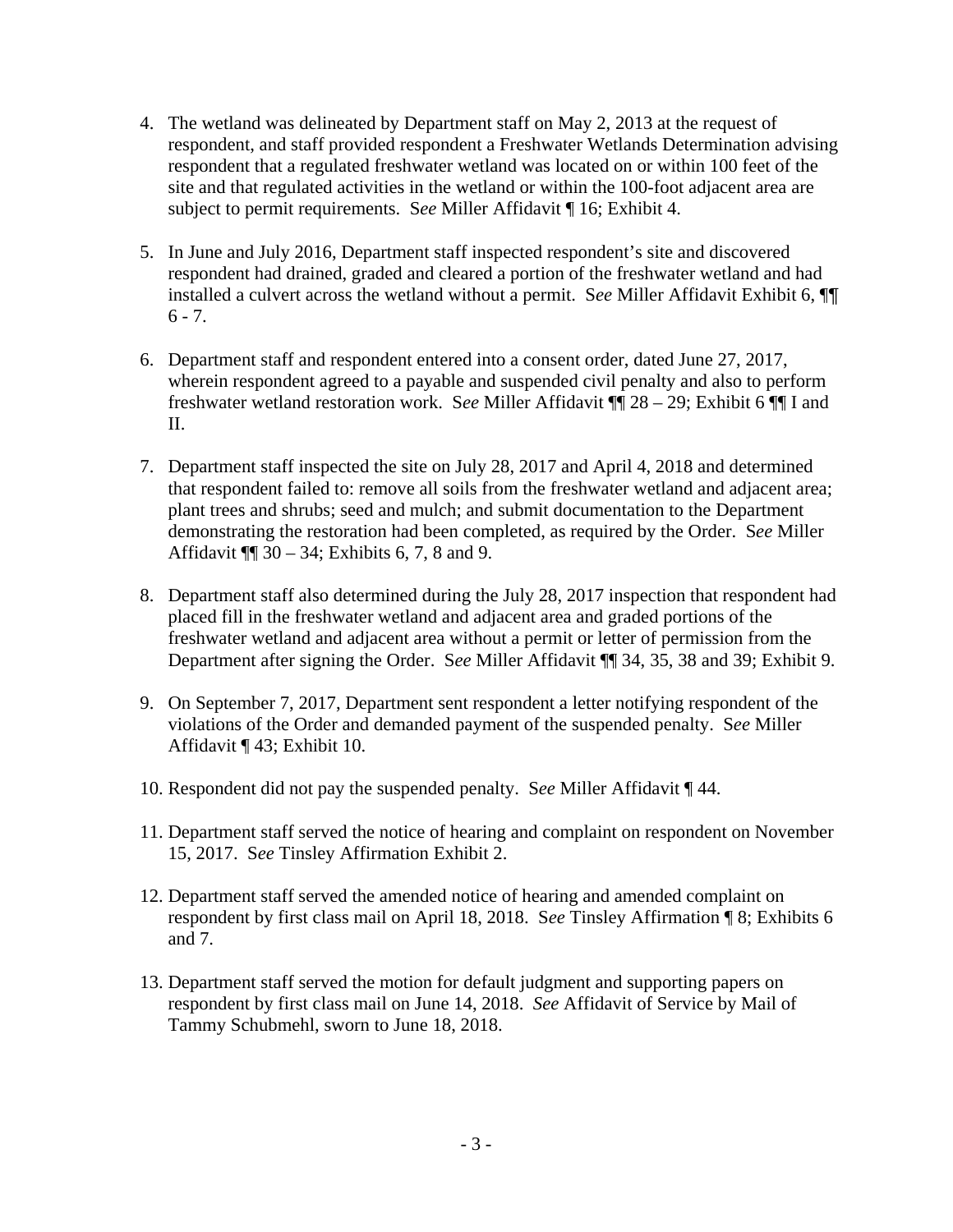4. The wetland was delineated by Department staff on May 2, 2013 at the request of respondent, and staff provided respondent a Freshwater Wetlands Determination advising respondent that a regulated freshwater wetland was located on or within 100 feet of the site and that regulated activities in the wetland or within the 100-foot adjacent area are subject to permit requirements. S*ee* Miller Affidavit ¶ 16; Exhibit 4.

5. In June and July 2016, Department staff inspected respondent's site and discovered respondent had drained, graded and cleared a portion of the freshwater wetland and had installed a culvert across the wetland without a permit. S*ee* Miller Affidavit Exhibit 6, ¶¶ 6 - 7.

6. Department staff and respondent entered into a consent order, dated June 27, 2017, wherein respondent agreed to a payable and suspended civil penalty and also to perform freshwater wetland restoration work. S*ee* Miller Affidavit ¶¶ 28 – 29; Exhibit 6 ¶¶ I and II.

7. Department staff inspected the site on July 28, 2017 and April 4, 2018 and determined that respondent failed to: remove all soils from the freshwater wetland and adjacent area; plant trees and shrubs; seed and mulch; and submit documentation to the Department demonstrating the restoration had been completed, as required by the Order. S*ee* Miller Affidavit ¶¶ 30 – 34; Exhibits 6, 7, 8 and 9.

8. Department staff also determined during the July 28, 2017 inspection that respondent had placed fill in the freshwater wetland and adjacent area and graded portions of the freshwater wetland and adjacent area without a permit or letter of permission from the Department after signing the Order. S*ee* Miller Affidavit ¶¶ 34, 35, 38 and 39; Exhibit 9.

9. On September 7, 2017, Department sent respondent a letter notifying respondent of the violations of the Order and demanded payment of the suspended penalty. S*ee* Miller Affidavit ¶ 43; Exhibit 10.

10. Respondent did not pay the suspended penalty. S*ee* Miller Affidavit ¶ 44.

11. Department staff served the notice of hearing and complaint on respondent on November 15, 2017. S*ee* Tinsley Affirmation Exhibit 2.

12. Department staff served the amended notice of hearing and amended complaint on respondent by first class mail on April 18, 2018. S*ee* Tinsley Affirmation ¶ 8; Exhibits 6 and 7.

13. Department staff served the motion for default judgment and supporting papers on respondent by first class mail on June 14, 2018. *See* Affidavit of Service by Mail of Tammy Schubmehl, sworn to June 18, 2018.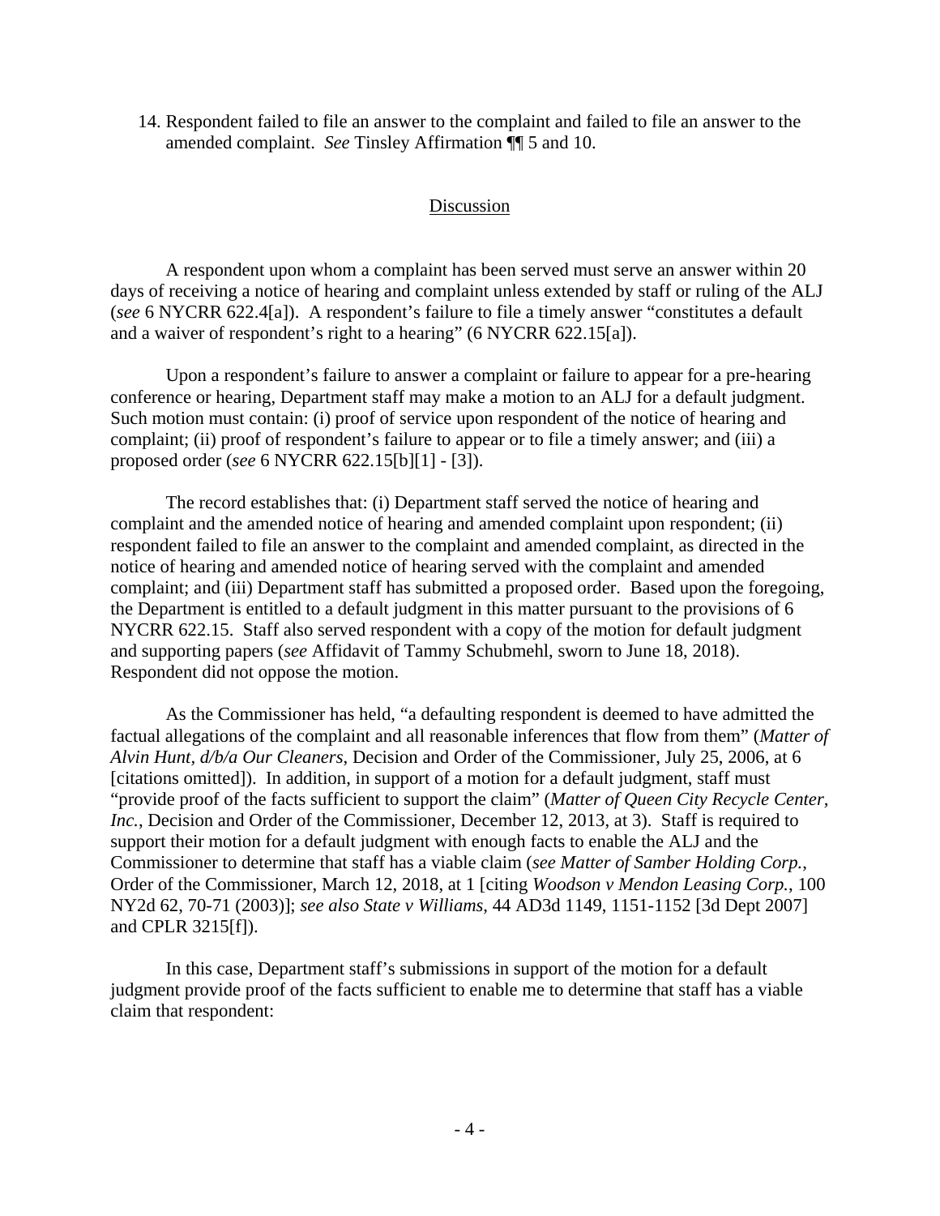14. Respondent failed to file an answer to the complaint and failed to file an answer to the amended complaint. *See* Tinsley Affirmation ¶¶ 5 and 10.

## Discussion

A respondent upon whom a complaint has been served must serve an answer within 20 days of receiving a notice of hearing and complaint unless extended by staff or ruling of the ALJ (*see* 6 NYCRR 622.4[a]). A respondent's failure to file a timely answer "constitutes a default and a waiver of respondent's right to a hearing" (6 NYCRR 622.15[a]).

Upon a respondent's failure to answer a complaint or failure to appear for a pre-hearing conference or hearing, Department staff may make a motion to an ALJ for a default judgment. Such motion must contain: (i) proof of service upon respondent of the notice of hearing and complaint; (ii) proof of respondent's failure to appear or to file a timely answer; and (iii) a proposed order (*see* 6 NYCRR 622.15[b][1] - [3]).

The record establishes that: (i) Department staff served the notice of hearing and complaint and the amended notice of hearing and amended complaint upon respondent; (ii) respondent failed to file an answer to the complaint and amended complaint, as directed in the notice of hearing and amended notice of hearing served with the complaint and amended complaint; and (iii) Department staff has submitted a proposed order. Based upon the foregoing, the Department is entitled to a default judgment in this matter pursuant to the provisions of 6 NYCRR 622.15. Staff also served respondent with a copy of the motion for default judgment and supporting papers (*see* Affidavit of Tammy Schubmehl, sworn to June 18, 2018). Respondent did not oppose the motion.

As the Commissioner has held, "a defaulting respondent is deemed to have admitted the factual allegations of the complaint and all reasonable inferences that flow from them" (*Matter of Alvin Hunt, d/b/a Our Cleaners*, Decision and Order of the Commissioner, July 25, 2006, at 6 [citations omitted]). In addition, in support of a motion for a default judgment, staff must "provide proof of the facts sufficient to support the claim" (*Matter of Queen City Recycle Center, Inc.*, Decision and Order of the Commissioner, December 12, 2013, at 3). Staff is required to support their motion for a default judgment with enough facts to enable the ALJ and the Commissioner to determine that staff has a viable claim (*see Matter of Samber Holding Corp.*, Order of the Commissioner, March 12, 2018, at 1 [citing *Woodson v Mendon Leasing Corp.*, 100 NY2d 62, 70-71 (2003)]; *see also State v Williams*, 44 AD3d 1149, 1151-1152 [3d Dept 2007] and CPLR 3215[f]).

In this case, Department staff's submissions in support of the motion for a default judgment provide proof of the facts sufficient to enable me to determine that staff has a viable claim that respondent: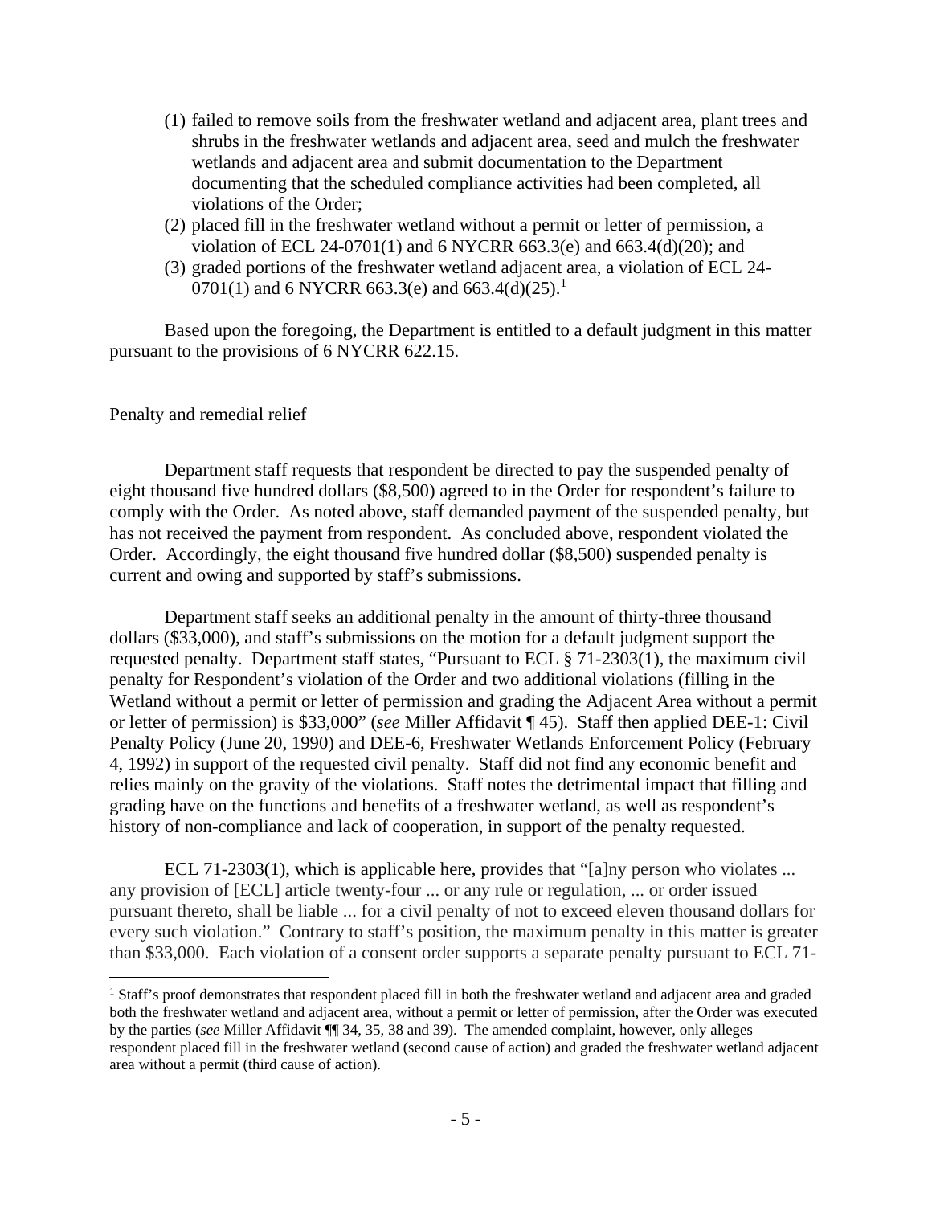(1) failed to remove soils from the freshwater wetland and adjacent area, plant trees and shrubs in the freshwater wetlands and adjacent area, seed and mulch the freshwater wetlands and adjacent area and submit documentation to the Department documenting that the scheduled compliance activities had been completed, all violations of the Order;
(2) placed fill in the freshwater wetland without a permit or letter of permission, a violation of ECL 24-0701(1) and 6 NYCRR 663.3(e) and 663.4(d)(20); and
(3) graded portions of the freshwater wetland adjacent area, a violation of ECL 24-0701(1) and 6 NYCRR 663.3(e) and 663.4(d)(25).[1]

Based upon the foregoing, the Department is entitled to a default judgment in this matter pursuant to the provisions of 6 NYCRR 622.15.

Penalty and remedial relief

Department staff requests that respondent be directed to pay the suspended penalty of eight thousand five hundred dollars ($8,500) agreed to in the Order for respondent's failure to comply with the Order. As noted above, staff demanded payment of the suspended penalty, but has not received the payment from respondent. As concluded above, respondent violated the Order. Accordingly, the eight thousand five hundred dollar ($8,500) suspended penalty is current and owing and supported by staff's submissions.

Department staff seeks an additional penalty in the amount of thirty-three thousand dollars ($33,000), and staff's submissions on the motion for a default judgment support the requested penalty. Department staff states, "Pursuant to ECL § 71-2303(1), the maximum civil penalty for Respondent's violation of the Order and two additional violations (filling in the Wetland without a permit or letter of permission and grading the Adjacent Area without a permit or letter of permission) is $33,000" (*see* Miller Affidavit ¶ 45). Staff then applied DEE-1: Civil Penalty Policy (June 20, 1990) and DEE-6, Freshwater Wetlands Enforcement Policy (February 4, 1992) in support of the requested civil penalty. Staff did not find any economic benefit and relies mainly on the gravity of the violations. Staff notes the detrimental impact that filling and grading have on the functions and benefits of a freshwater wetland, as well as respondent's history of non-compliance and lack of cooperation, in support of the penalty requested.

ECL 71-2303(1), which is applicable here, provides that "[a]ny person who violates ... any provision of [ECL] article twenty-four ... or any rule or regulation, ... or order issued pursuant thereto, shall be liable ... for a civil penalty of not to exceed eleven thousand dollars for every such violation." Contrary to staff's position, the maximum penalty in this matter is greater than $33,000. Each violation of a consent order supports a separate penalty pursuant to ECL 71-

---

[1] Staff's proof demonstrates that respondent placed fill in both the freshwater wetland and adjacent area and graded both the freshwater wetland and adjacent area, without a permit or letter of permission, after the Order was executed by the parties (*see* Miller Affidavit ¶¶ 34, 35, 38 and 39). The amended complaint, however, only alleges respondent placed fill in the freshwater wetland (second cause of action) and graded the freshwater wetland adjacent area without a permit (third cause of action).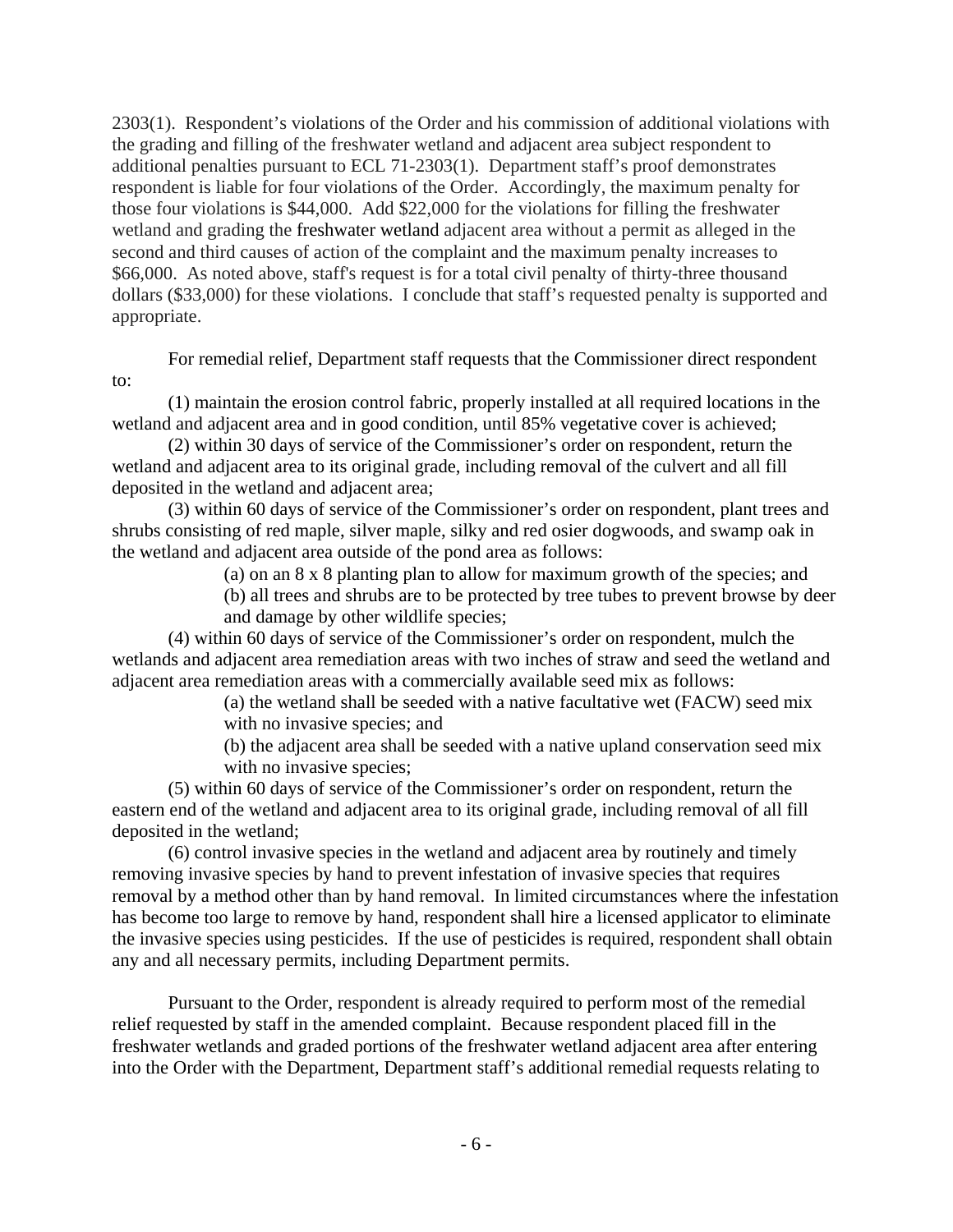2303(1). Respondent's violations of the Order and his commission of additional violations with the grading and filling of the freshwater wetland and adjacent area subject respondent to additional penalties pursuant to ECL 71-2303(1). Department staff's proof demonstrates respondent is liable for four violations of the Order. Accordingly, the maximum penalty for those four violations is $44,000. Add $22,000 for the violations for filling the freshwater wetland and grading the freshwater wetland adjacent area without a permit as alleged in the second and third causes of action of the complaint and the maximum penalty increases to $66,000. As noted above, staff's request is for a total civil penalty of thirty-three thousand dollars ($33,000) for these violations. I conclude that staff's requested penalty is supported and appropriate.

For remedial relief, Department staff requests that the Commissioner direct respondent to:

(1) maintain the erosion control fabric, properly installed at all required locations in the wetland and adjacent area and in good condition, until 85% vegetative cover is achieved;

(2) within 30 days of service of the Commissioner's order on respondent, return the wetland and adjacent area to its original grade, including removal of the culvert and all fill deposited in the wetland and adjacent area;

(3) within 60 days of service of the Commissioner's order on respondent, plant trees and shrubs consisting of red maple, silver maple, silky and red osier dogwoods, and swamp oak in the wetland and adjacent area outside of the pond area as follows:

> (a) on an 8 x 8 planting plan to allow for maximum growth of the species; and
>
> (b) all trees and shrubs are to be protected by tree tubes to prevent browse by deer and damage by other wildlife species;

(4) within 60 days of service of the Commissioner's order on respondent, mulch the wetlands and adjacent area remediation areas with two inches of straw and seed the wetland and adjacent area remediation areas with a commercially available seed mix as follows:

> (a) the wetland shall be seeded with a native facultative wet (FACW) seed mix with no invasive species; and
>
> (b) the adjacent area shall be seeded with a native upland conservation seed mix with no invasive species;

(5) within 60 days of service of the Commissioner's order on respondent, return the eastern end of the wetland and adjacent area to its original grade, including removal of all fill deposited in the wetland;

(6) control invasive species in the wetland and adjacent area by routinely and timely removing invasive species by hand to prevent infestation of invasive species that requires removal by a method other than by hand removal. In limited circumstances where the infestation has become too large to remove by hand, respondent shall hire a licensed applicator to eliminate the invasive species using pesticides. If the use of pesticides is required, respondent shall obtain any and all necessary permits, including Department permits.

Pursuant to the Order, respondent is already required to perform most of the remedial relief requested by staff in the amended complaint. Because respondent placed fill in the freshwater wetlands and graded portions of the freshwater wetland adjacent area after entering into the Order with the Department, Department staff's additional remedial requests relating to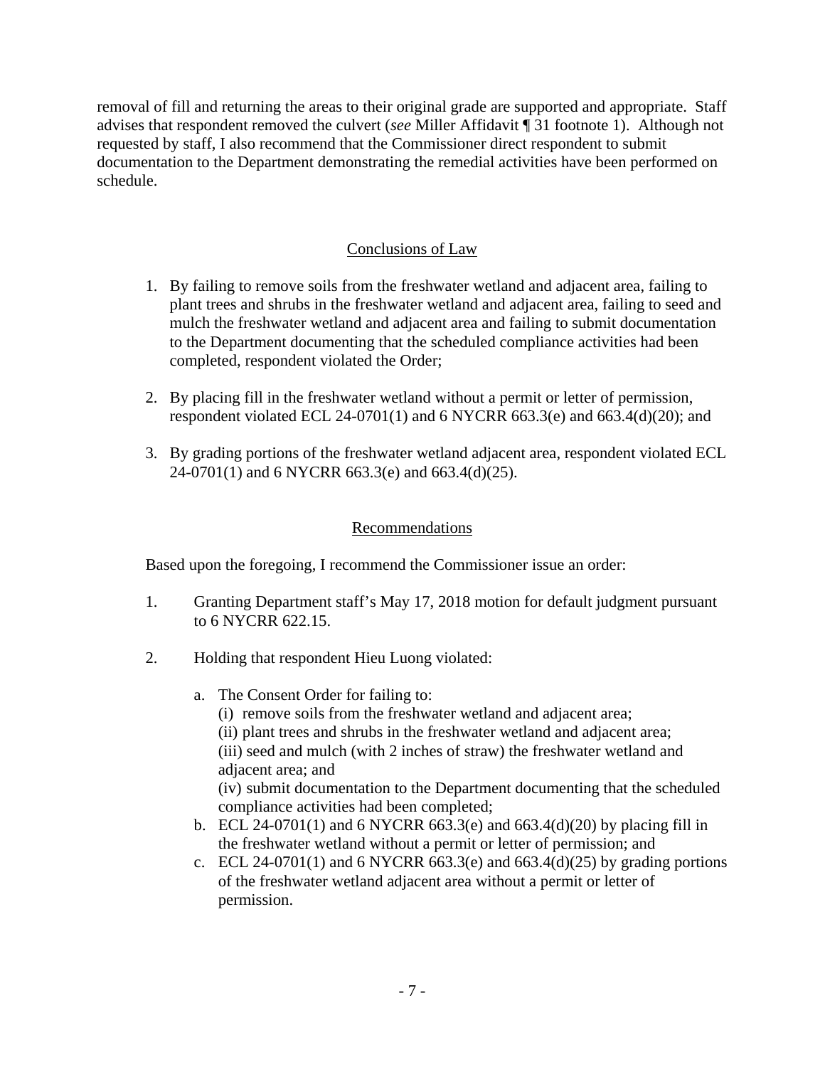removal of fill and returning the areas to their original grade are supported and appropriate. Staff advises that respondent removed the culvert (*see* Miller Affidavit ¶ 31 footnote 1). Although not requested by staff, I also recommend that the Commissioner direct respondent to submit documentation to the Department demonstrating the remedial activities have been performed on schedule.

## Conclusions of Law

1. By failing to remove soils from the freshwater wetland and adjacent area, failing to plant trees and shrubs in the freshwater wetland and adjacent area, failing to seed and mulch the freshwater wetland and adjacent area and failing to submit documentation to the Department documenting that the scheduled compliance activities had been completed, respondent violated the Order;

2. By placing fill in the freshwater wetland without a permit or letter of permission, respondent violated ECL 24-0701(1) and 6 NYCRR 663.3(e) and 663.4(d)(20); and

3. By grading portions of the freshwater wetland adjacent area, respondent violated ECL 24-0701(1) and 6 NYCRR 663.3(e) and 663.4(d)(25).

## Recommendations

Based upon the foregoing, I recommend the Commissioner issue an order:

1. Granting Department staff's May 17, 2018 motion for default judgment pursuant to 6 NYCRR 622.15.

2. Holding that respondent Hieu Luong violated:

   a. The Consent Order for failing to:
      (i) remove soils from the freshwater wetland and adjacent area;
      (ii) plant trees and shrubs in the freshwater wetland and adjacent area;
      (iii) seed and mulch (with 2 inches of straw) the freshwater wetland and adjacent area; and
      (iv) submit documentation to the Department documenting that the scheduled compliance activities had been completed;

   b. ECL 24-0701(1) and 6 NYCRR 663.3(e) and 663.4(d)(20) by placing fill in the freshwater wetland without a permit or letter of permission; and

   c. ECL 24-0701(1) and 6 NYCRR 663.3(e) and 663.4(d)(25) by grading portions of the freshwater wetland adjacent area without a permit or letter of permission.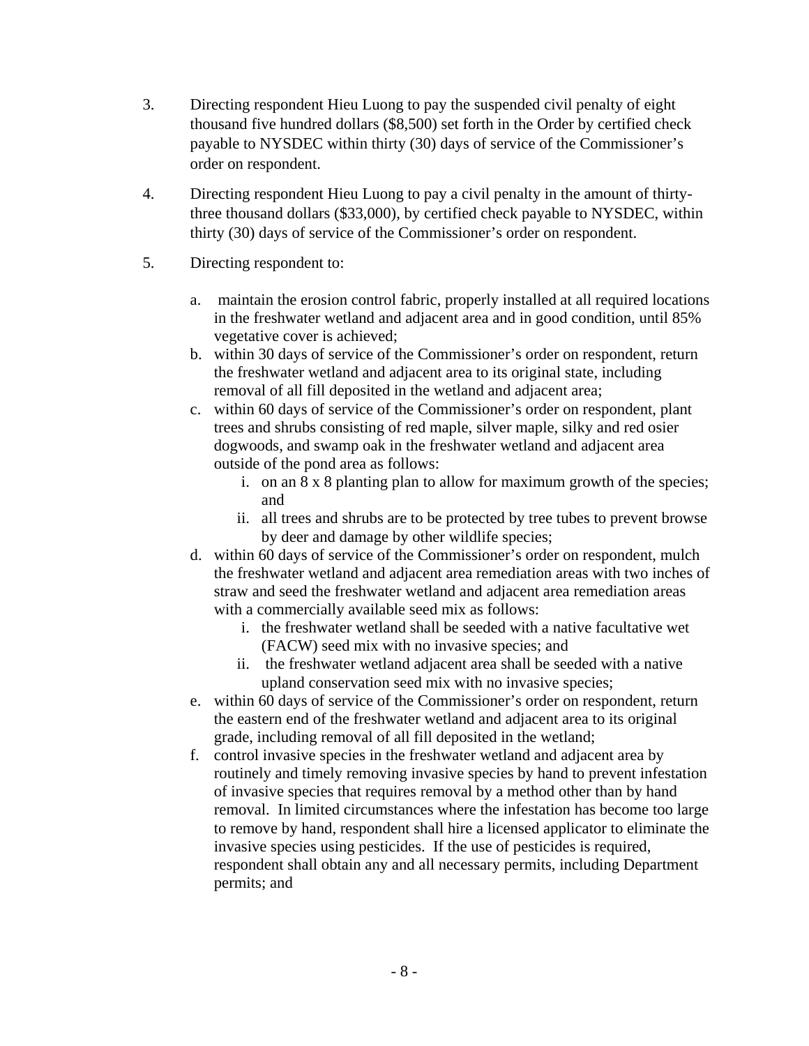3. Directing respondent Hieu Luong to pay the suspended civil penalty of eight thousand five hundred dollars ($8,500) set forth in the Order by certified check payable to NYSDEC within thirty (30) days of service of the Commissioner's order on respondent.

4. Directing respondent Hieu Luong to pay a civil penalty in the amount of thirty-three thousand dollars ($33,000), by certified check payable to NYSDEC, within thirty (30) days of service of the Commissioner's order on respondent.

5. Directing respondent to:

   a. maintain the erosion control fabric, properly installed at all required locations in the freshwater wetland and adjacent area and in good condition, until 85% vegetative cover is achieved;

   b. within 30 days of service of the Commissioner's order on respondent, return the freshwater wetland and adjacent area to its original state, including removal of all fill deposited in the wetland and adjacent area;

   c. within 60 days of service of the Commissioner's order on respondent, plant trees and shrubs consisting of red maple, silver maple, silky and red osier dogwoods, and swamp oak in the freshwater wetland and adjacent area outside of the pond area as follows:
      i. on an 8 x 8 planting plan to allow for maximum growth of the species; and
      ii. all trees and shrubs are to be protected by tree tubes to prevent browse by deer and damage by other wildlife species;

   d. within 60 days of service of the Commissioner's order on respondent, mulch the freshwater wetland and adjacent area remediation areas with two inches of straw and seed the freshwater wetland and adjacent area remediation areas with a commercially available seed mix as follows:
      i. the freshwater wetland shall be seeded with a native facultative wet (FACW) seed mix with no invasive species; and
      ii. the freshwater wetland adjacent area shall be seeded with a native upland conservation seed mix with no invasive species;

   e. within 60 days of service of the Commissioner's order on respondent, return the eastern end of the freshwater wetland and adjacent area to its original grade, including removal of all fill deposited in the wetland;

   f. control invasive species in the freshwater wetland and adjacent area by routinely and timely removing invasive species by hand to prevent infestation of invasive species that requires removal by a method other than by hand removal. In limited circumstances where the infestation has become too large to remove by hand, respondent shall hire a licensed applicator to eliminate the invasive species using pesticides. If the use of pesticides is required, respondent shall obtain any and all necessary permits, including Department permits; and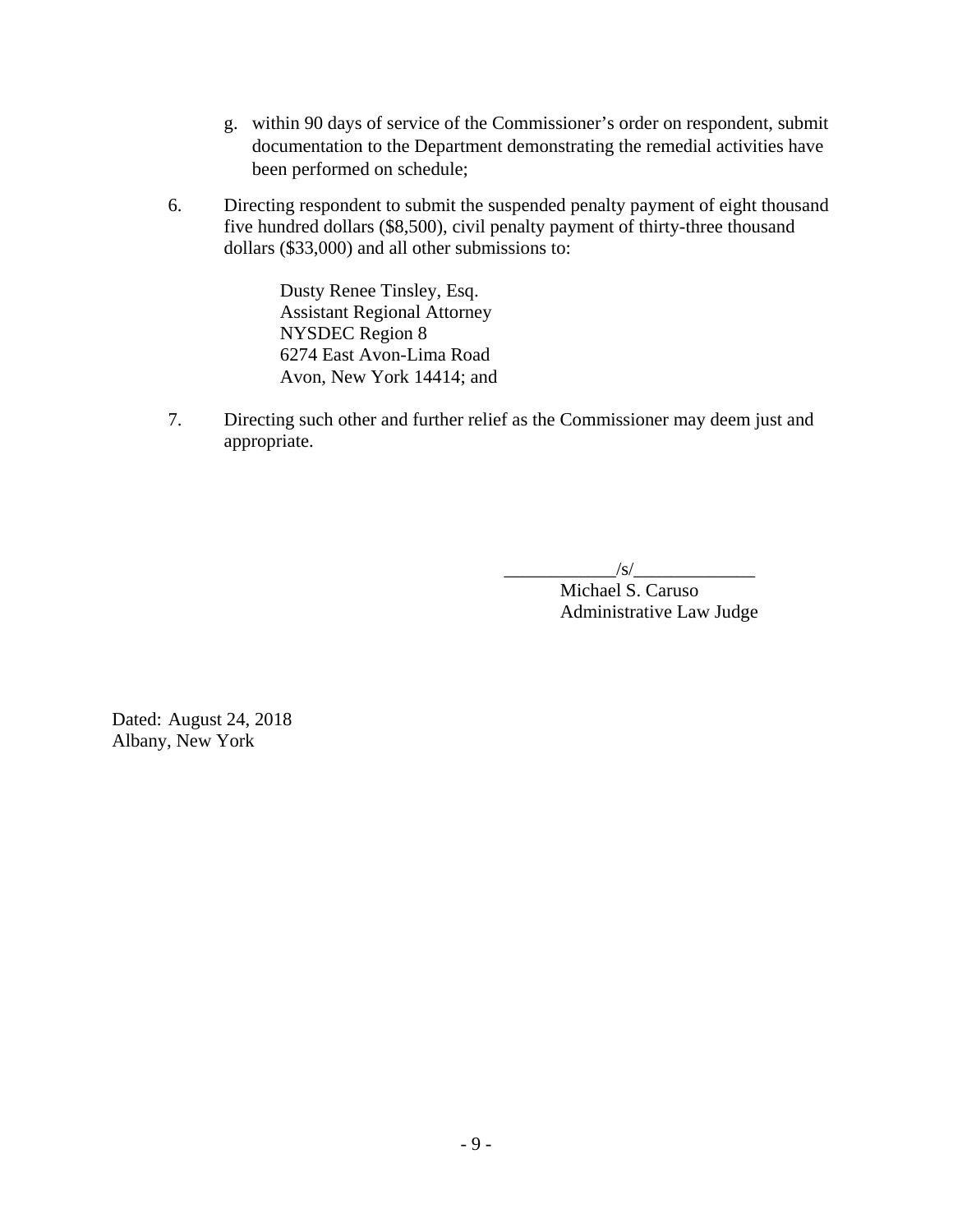g. within 90 days of service of the Commissioner's order on respondent, submit documentation to the Department demonstrating the remedial activities have been performed on schedule;

6. Directing respondent to submit the suspended penalty payment of eight thousand five hundred dollars ($8,500), civil penalty payment of thirty-three thousand dollars ($33,000) and all other submissions to:

   Dusty Renee Tinsley, Esq.
   Assistant Regional Attorney
   NYSDEC Region 8
   6274 East Avon-Lima Road
   Avon, New York 14414; and

7. Directing such other and further relief as the Commissioner may deem just and appropriate.

____________/s/_____________
Michael S. Caruso
Administrative Law Judge

Dated: August 24, 2018
Albany, New York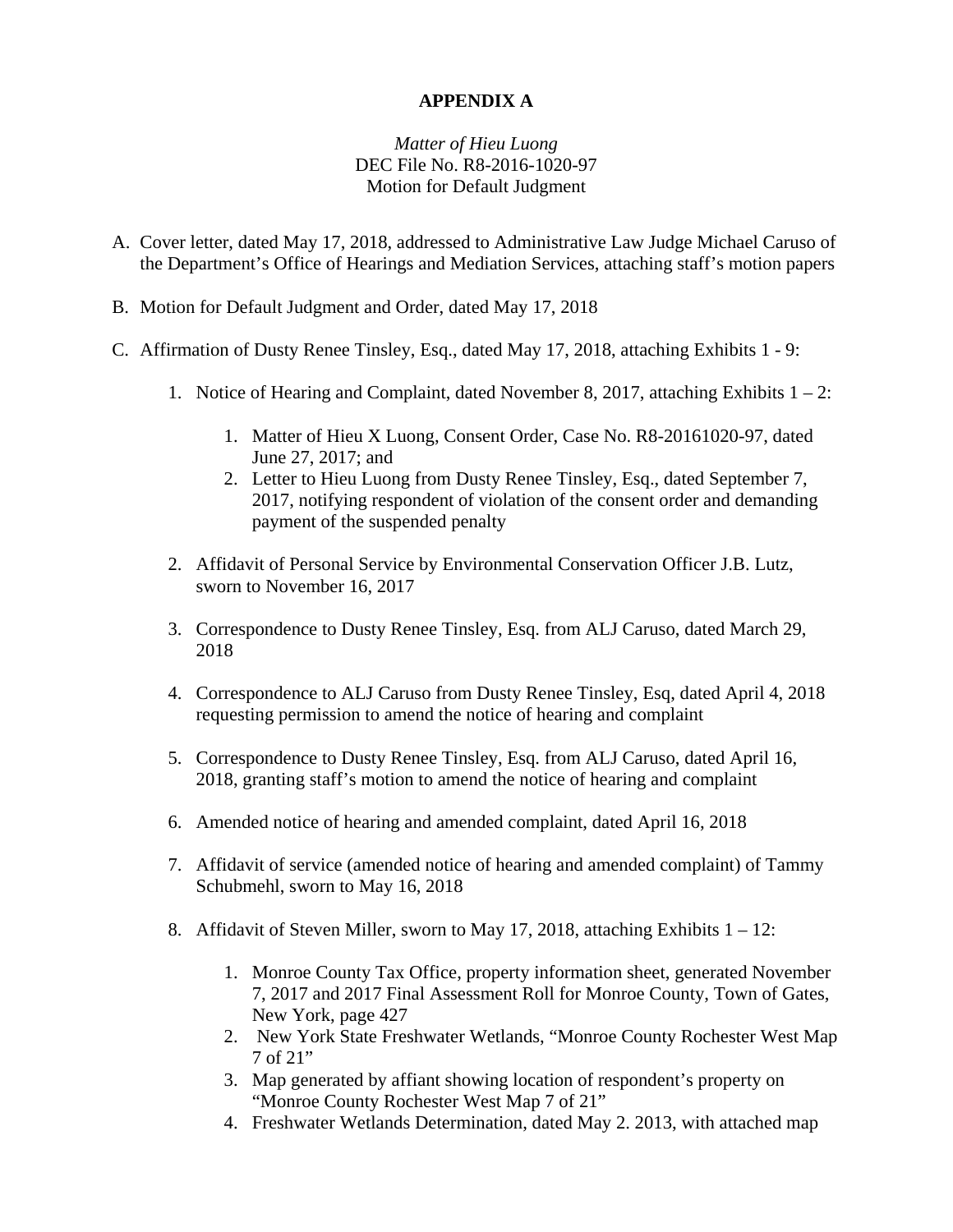**APPENDIX A**

*Matter of Hieu Luong*
DEC File No. R8-2016-1020-97
Motion for Default Judgment

A. Cover letter, dated May 17, 2018, addressed to Administrative Law Judge Michael Caruso of the Department's Office of Hearings and Mediation Services, attaching staff's motion papers

B. Motion for Default Judgment and Order, dated May 17, 2018

C. Affirmation of Dusty Renee Tinsley, Esq., dated May 17, 2018, attaching Exhibits 1 - 9:

   1. Notice of Hearing and Complaint, dated November 8, 2017, attaching Exhibits 1 – 2:

      1. Matter of Hieu X Luong, Consent Order, Case No. R8-20161020-97, dated June 27, 2017; and
      2. Letter to Hieu Luong from Dusty Renee Tinsley, Esq., dated September 7, 2017, notifying respondent of violation of the consent order and demanding payment of the suspended penalty

   2. Affidavit of Personal Service by Environmental Conservation Officer J.B. Lutz, sworn to November 16, 2017

   3. Correspondence to Dusty Renee Tinsley, Esq. from ALJ Caruso, dated March 29, 2018

   4. Correspondence to ALJ Caruso from Dusty Renee Tinsley, Esq, dated April 4, 2018 requesting permission to amend the notice of hearing and complaint

   5. Correspondence to Dusty Renee Tinsley, Esq. from ALJ Caruso, dated April 16, 2018, granting staff's motion to amend the notice of hearing and complaint

   6. Amended notice of hearing and amended complaint, dated April 16, 2018

   7. Affidavit of service (amended notice of hearing and amended complaint) of Tammy Schubmehl, sworn to May 16, 2018

   8. Affidavit of Steven Miller, sworn to May 17, 2018, attaching Exhibits 1 – 12:

      1. Monroe County Tax Office, property information sheet, generated November 7, 2017 and 2017 Final Assessment Roll for Monroe County, Town of Gates, New York, page 427
      2. New York State Freshwater Wetlands, "Monroe County Rochester West Map 7 of 21"
      3. Map generated by affiant showing location of respondent's property on "Monroe County Rochester West Map 7 of 21"
      4. Freshwater Wetlands Determination, dated May 2. 2013, with attached map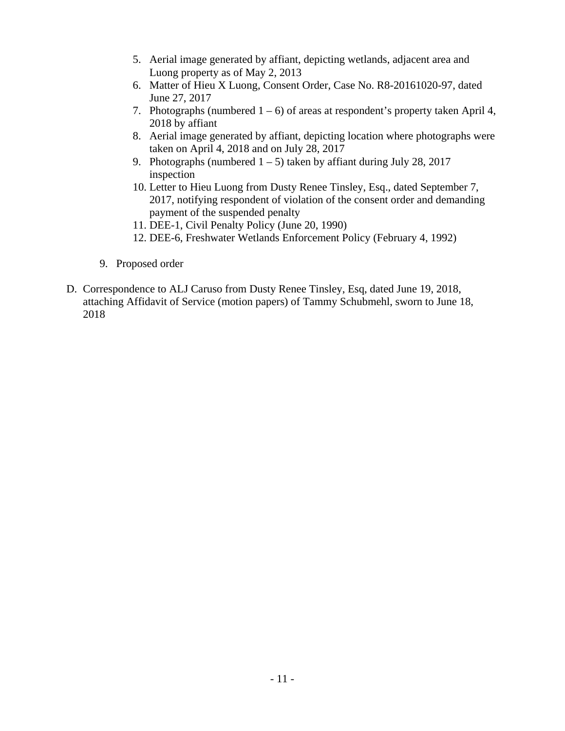5. Aerial image generated by affiant, depicting wetlands, adjacent area and Luong property as of May 2, 2013
6. Matter of Hieu X Luong, Consent Order, Case No. R8-20161020-97, dated June 27, 2017
7. Photographs (numbered 1 – 6) of areas at respondent's property taken April 4, 2018 by affiant
8. Aerial image generated by affiant, depicting location where photographs were taken on April 4, 2018 and on July 28, 2017
9. Photographs (numbered 1 – 5) taken by affiant during July 28, 2017 inspection
10. Letter to Hieu Luong from Dusty Renee Tinsley, Esq., dated September 7, 2017, notifying respondent of violation of the consent order and demanding payment of the suspended penalty
11. DEE-1, Civil Penalty Policy (June 20, 1990)
12. DEE-6, Freshwater Wetlands Enforcement Policy (February 4, 1992)

9. Proposed order

D. Correspondence to ALJ Caruso from Dusty Renee Tinsley, Esq, dated June 19, 2018, attaching Affidavit of Service (motion papers) of Tammy Schubmehl, sworn to June 18, 2018